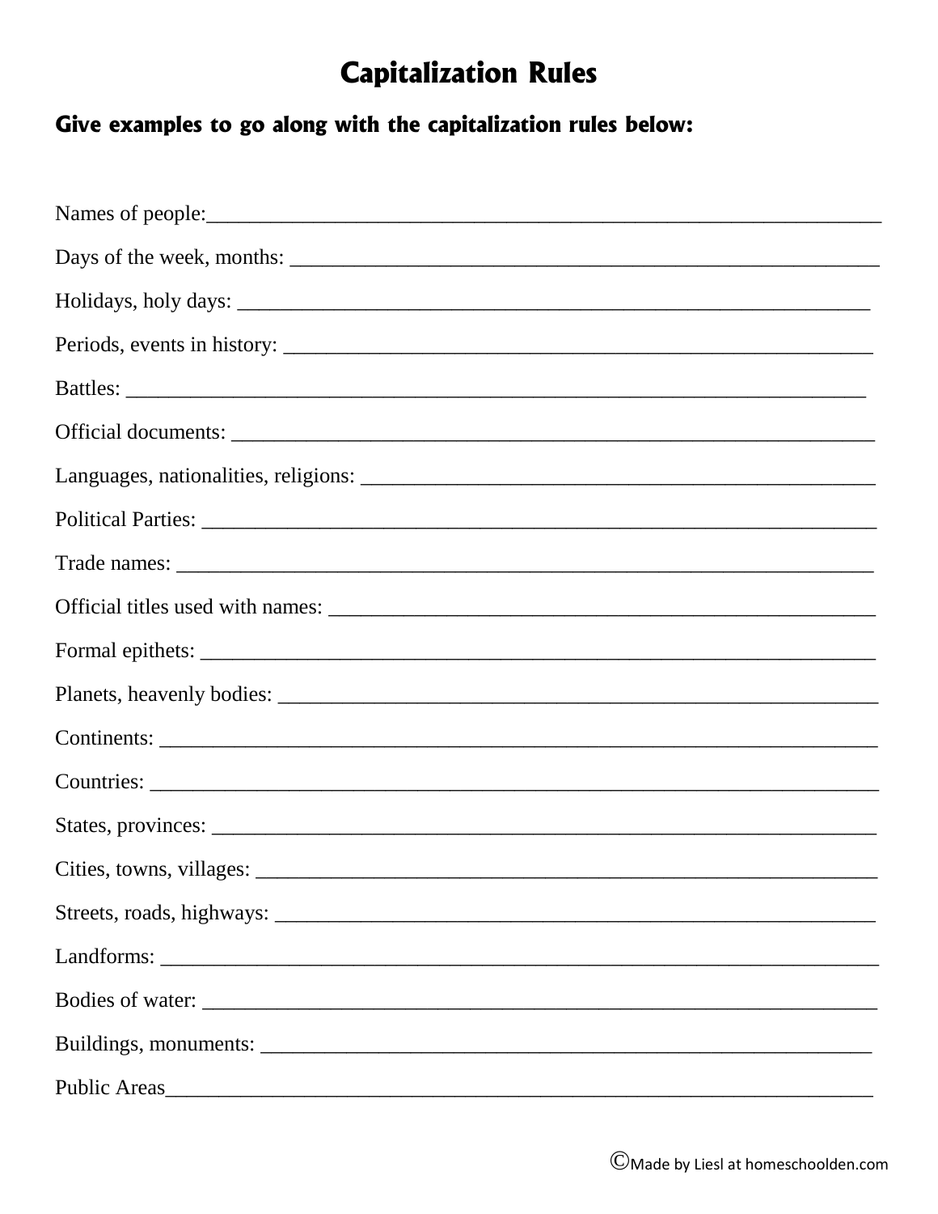# Capitalization Rules

## Give examples to go along with the capitalization rules below:

Names of people:_______________________________________________________________

Days of the week, months: ______________________________________________________

Holidays, holy days: ___________________________________________________________

Periods, events in history: ______________________________________________________

Battles: ______________________________________________________________________

Official documents: ____________________________________________________________

Languages, nationalities, religions: ______________________________________________

Political Parties: ________________________________________________________________

Trade names: ___________________________________________________________________

Official titles used with names: __________________________________________________

Formal epithets: ________________________________________________________________

Planets, heavenly bodies: ________________________________________________________

Continents: _____________________________________________________________________

Countries: ______________________________________________________________________

States, provinces: _______________________________________________________________

Cities, towns, villages: ___________________________________________________________

Streets, roads, highways: _________________________________________________________

Landforms: _____________________________________________________________________

Bodies of water: _________________________________________________________________

Buildings, monuments: ___________________________________________________________

Public Areas_____________________________________________________________________

©Made by Liesl at homeschoolden.com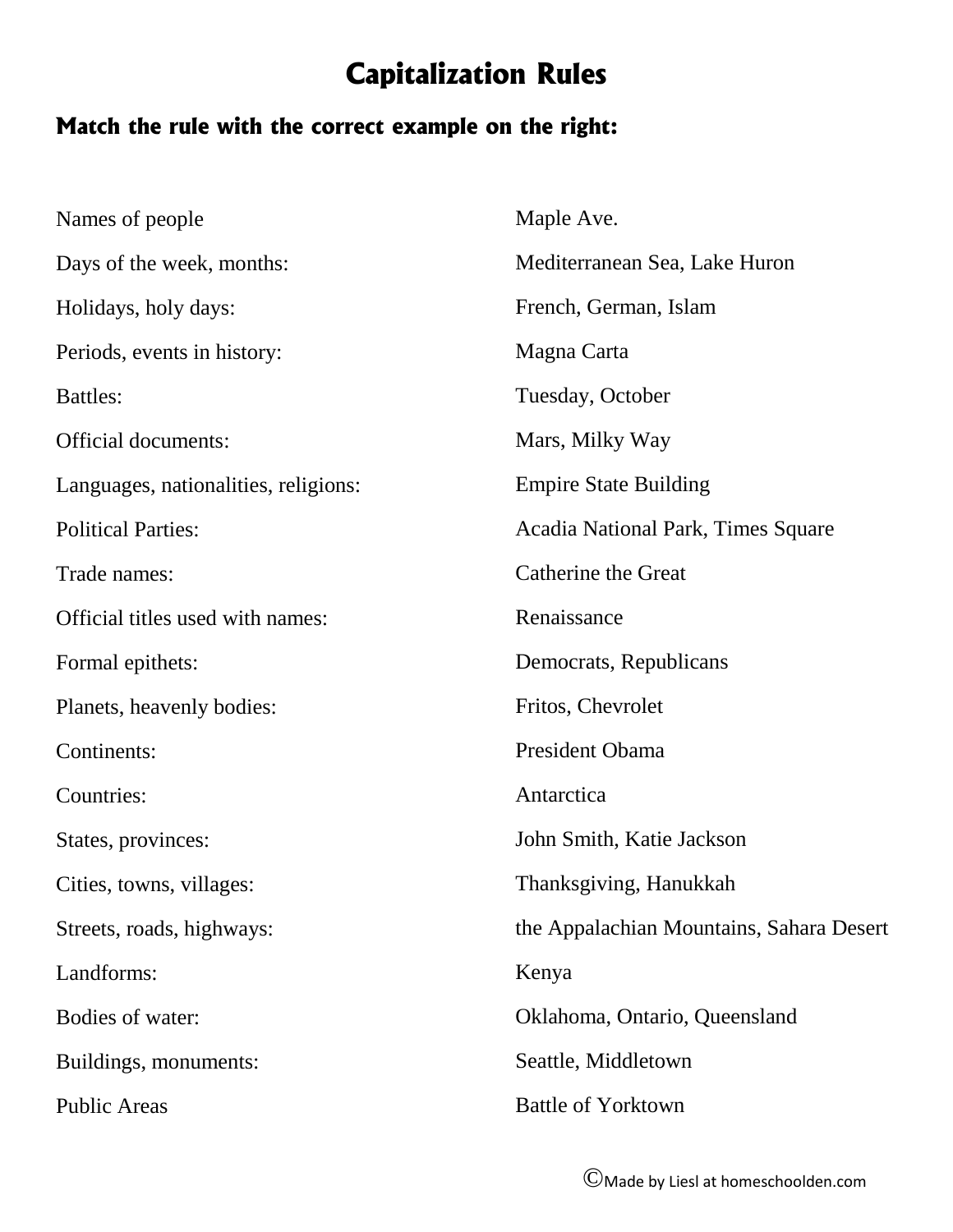# Capitalization Rules

## Match the rule with the correct example on the right:

| | |
|---|---|
| Names of people | Maple Ave. |
| Days of the week, months: | Mediterranean Sea, Lake Huron |
| Holidays, holy days: | French, German, Islam |
| Periods, events in history: | Magna Carta |
| Battles: | Tuesday, October |
| Official documents: | Mars, Milky Way |
| Languages, nationalities, religions: | Empire State Building |
| Political Parties: | Acadia National Park, Times Square |
| Trade names: | Catherine the Great |
| Official titles used with names: | Renaissance |
| Formal epithets: | Democrats, Republicans |
| Planets, heavenly bodies: | Fritos, Chevrolet |
| Continents: | President Obama |
| Countries: | Antarctica |
| States, provinces: | John Smith, Katie Jackson |
| Cities, towns, villages: | Thanksgiving, Hanukkah |
| Streets, roads, highways: | the Appalachian Mountains, Sahara Desert |
| Landforms: | Kenya |
| Bodies of water: | Oklahoma, Ontario, Queensland |
| Buildings, monuments: | Seattle, Middletown |
| Public Areas | Battle of Yorktown |

©Made by Liesl at homeschoolden.com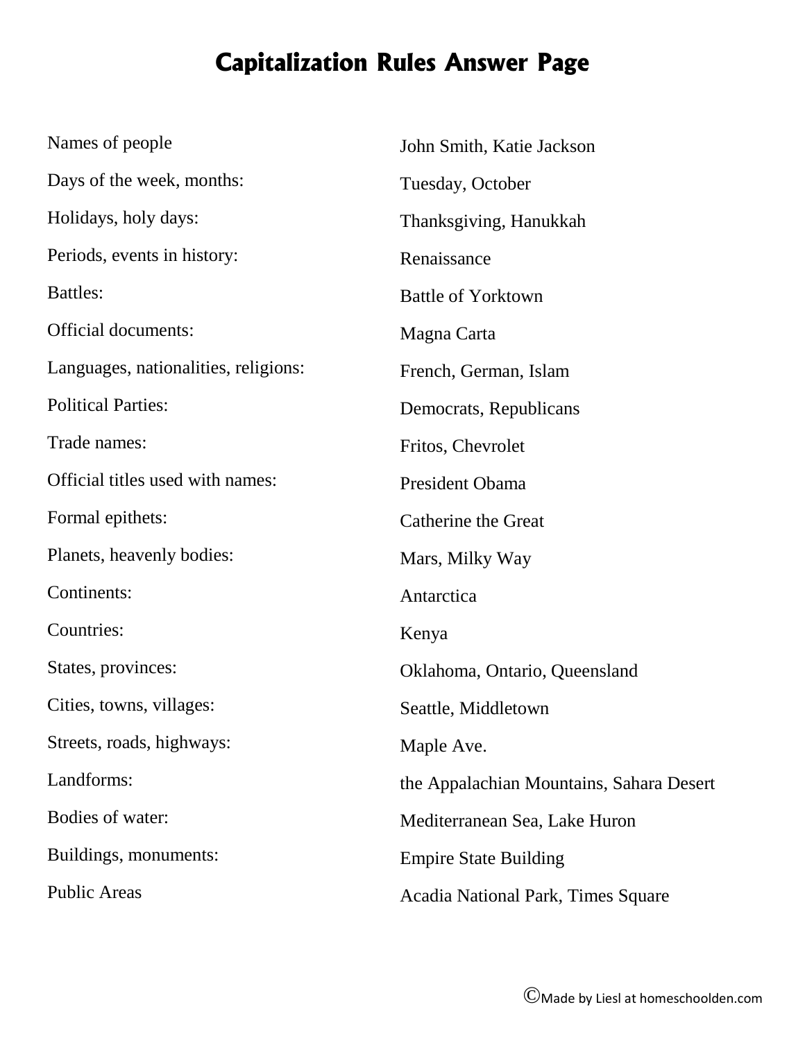# Capitalization Rules Answer Page

| | |
|---|---|
| Names of people | John Smith, Katie Jackson |
| Days of the week, months: | Tuesday, October |
| Holidays, holy days: | Thanksgiving, Hanukkah |
| Periods, events in history: | Renaissance |
| Battles: | Battle of Yorktown |
| Official documents: | Magna Carta |
| Languages, nationalities, religions: | French, German, Islam |
| Political Parties: | Democrats, Republicans |
| Trade names: | Fritos, Chevrolet |
| Official titles used with names: | President Obama |
| Formal epithets: | Catherine the Great |
| Planets, heavenly bodies: | Mars, Milky Way |
| Continents: | Antarctica |
| Countries: | Kenya |
| States, provinces: | Oklahoma, Ontario, Queensland |
| Cities, towns, villages: | Seattle, Middletown |
| Streets, roads, highways: | Maple Ave. |
| Landforms: | the Appalachian Mountains, Sahara Desert |
| Bodies of water: | Mediterranean Sea, Lake Huron |
| Buildings, monuments: | Empire State Building |
| Public Areas | Acadia National Park, Times Square |

©Made by Liesl at homeschoolden.com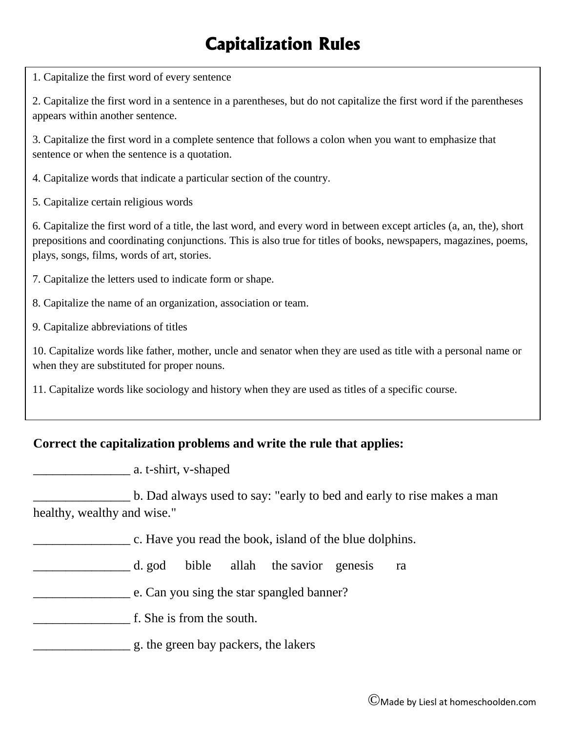# Capitalization Rules

1. Capitalize the first word of every sentence

2. Capitalize the first word in a sentence in a parentheses, but do not capitalize the first word if the parentheses appears within another sentence.

3. Capitalize the first word in a complete sentence that follows a colon when you want to emphasize that sentence or when the sentence is a quotation.

4. Capitalize words that indicate a particular section of the country.

5. Capitalize certain religious words

6. Capitalize the first word of a title, the last word, and every word in between except articles (a, an, the), short prepositions and coordinating conjunctions. This is also true for titles of books, newspapers, magazines, poems, plays, songs, films, words of art, stories.

7. Capitalize the letters used to indicate form or shape.

8. Capitalize the name of an organization, association or team.

9. Capitalize abbreviations of titles

10. Capitalize words like father, mother, uncle and senator when they are used as title with a personal name or when they are substituted for proper nouns.

11. Capitalize words like sociology and history when they are used as titles of a specific course.

**Correct the capitalization problems and write the rule that applies:**

_______________ a. t-shirt, v-shaped

_______________ b. Dad always used to say: "early to bed and early to rise makes a man healthy, wealthy and wise."

_______________ c. Have you read the book, island of the blue dolphins.

_______________ d. god   bible   allah   the savior   genesis   ra

_______________ e. Can you sing the star spangled banner?

_______________ f. She is from the south.

_______________ g. the green bay packers, the lakers

©Made by Liesl at homeschoolden.com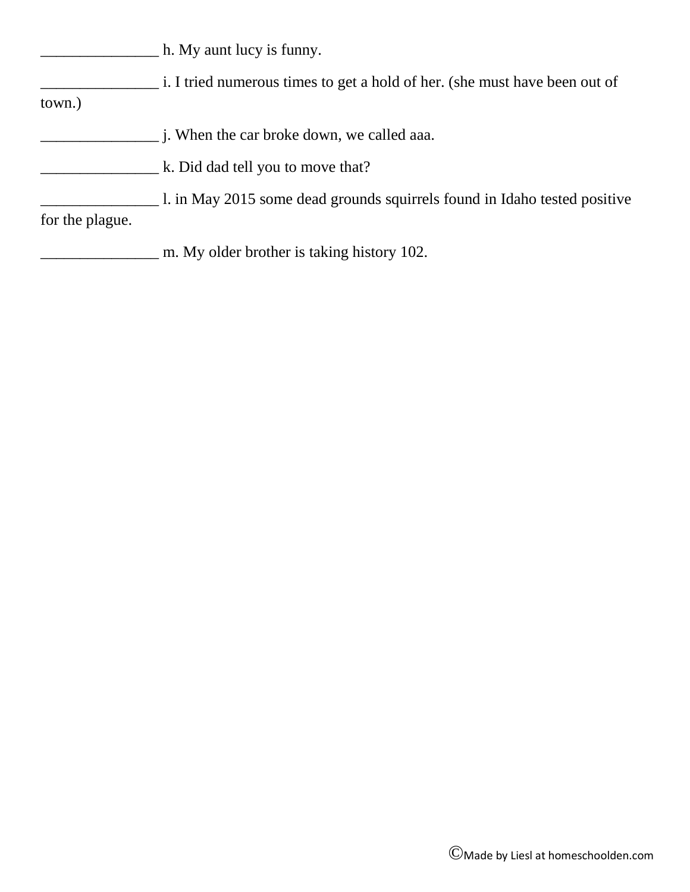_______________ h. My aunt lucy is funny.

_______________ i. I tried numerous times to get a hold of her. (she must have been out of town.)

_______________ j. When the car broke down, we called aaa.

_______________ k. Did dad tell you to move that?

_______________ l. in May 2015 some dead grounds squirrels found in Idaho tested positive for the plague.

_______________ m. My older brother is taking history 102.

©Made by Liesl at homeschoolden.com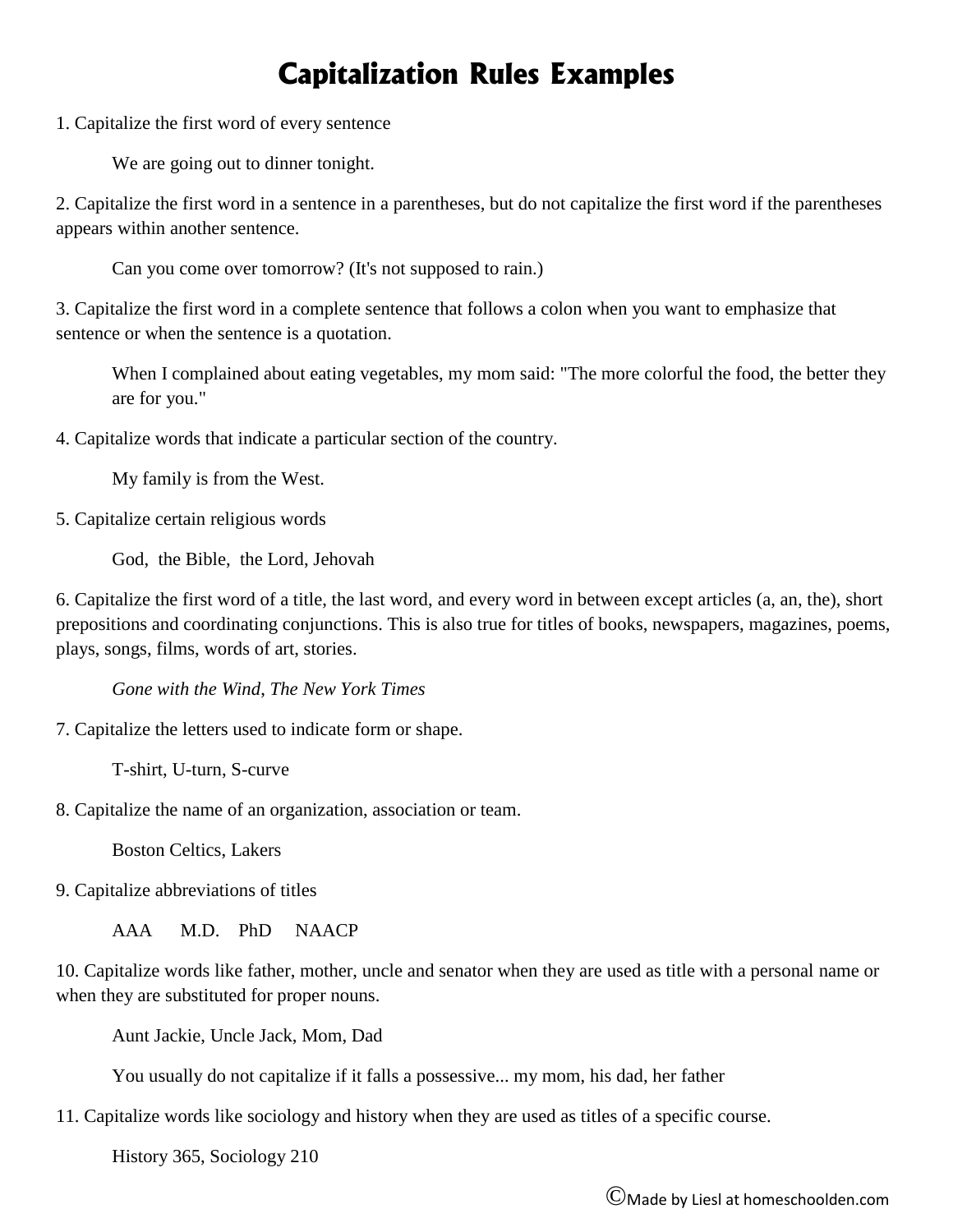# Capitalization Rules Examples

1. Capitalize the first word of every sentence

    We are going out to dinner tonight.

2. Capitalize the first word in a sentence in a parentheses, but do not capitalize the first word if the parentheses appears within another sentence.

    Can you come over tomorrow? (It's not supposed to rain.)

3. Capitalize the first word in a complete sentence that follows a colon when you want to emphasize that sentence or when the sentence is a quotation.

    When I complained about eating vegetables, my mom said: "The more colorful the food, the better they are for you."

4. Capitalize words that indicate a particular section of the country.

    My family is from the West.

5. Capitalize certain religious words

    God, the Bible, the Lord, Jehovah

6. Capitalize the first word of a title, the last word, and every word in between except articles (a, an, the), short prepositions and coordinating conjunctions. This is also true for titles of books, newspapers, magazines, poems, plays, songs, films, words of art, stories.

    *Gone with the Wind*, *The New York Times*

7. Capitalize the letters used to indicate form or shape.

    T-shirt, U-turn, S-curve

8. Capitalize the name of an organization, association or team.

    Boston Celtics, Lakers

9. Capitalize abbreviations of titles

    AAA M.D. PhD NAACP

10. Capitalize words like father, mother, uncle and senator when they are used as title with a personal name or when they are substituted for proper nouns.

    Aunt Jackie, Uncle Jack, Mom, Dad

    You usually do not capitalize if it falls a possessive... my mom, his dad, her father

11. Capitalize words like sociology and history when they are used as titles of a specific course.

    History 365, Sociology 210

©Made by Liesl at homeschoolden.com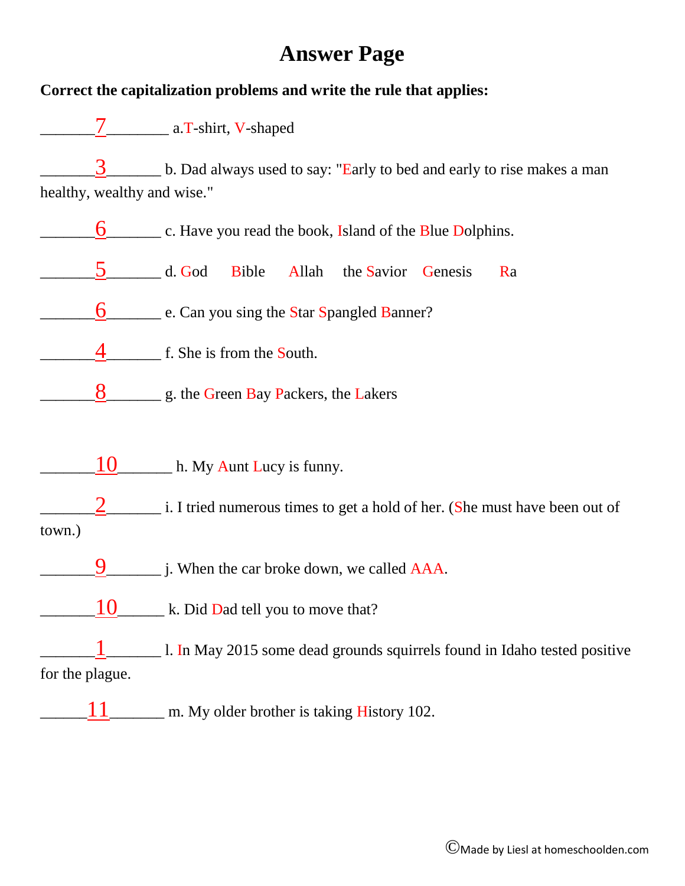# Answer Page

**Correct the capitalization problems and write the rule that applies:**

_______7________ a.T-shirt, V-shaped

_______3_______ b. Dad always used to say: "Early to bed and early to rise makes a man healthy, wealthy and wise."

_______6_______ c. Have you read the book, Island of the Blue Dolphins.

_______5_______ d. God Bible Allah the Savior Genesis Ra

_______6_______ e. Can you sing the Star Spangled Banner?

_______4_______ f. She is from the South.

_______8_______ g. the Green Bay Packers, the Lakers

_______10_______ h. My Aunt Lucy is funny.

_______2_______ i. I tried numerous times to get a hold of her. (She must have been out of town.)

_______9_______ j. When the car broke down, we called AAA.

_______10______ k. Did Dad tell you to move that?

_______1_______ l. In May 2015 some dead grounds squirrels found in Idaho tested positive for the plague.

______11_______ m. My older brother is taking History 102.

©Made by Liesl at homeschoolden.com